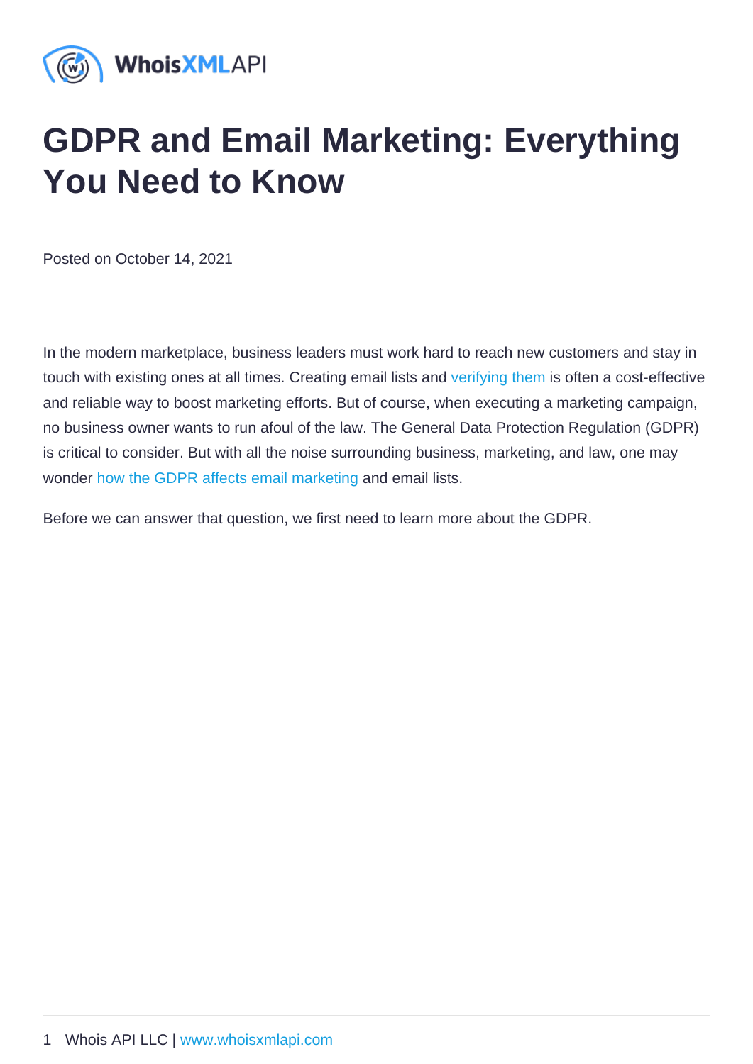# GDPR and Email Marketing: Everything You Need to Know

Posted on October 14, 2021

In the modern marketplace, business leaders must work hard to reach new customers and stay in touch with existing ones at all times. Creating email lists and verifying them is often a cost-effective and reliable way to boost marketing efforts. But of course, when executing a marketing campaign, no business owner wants to run afoul of the law. The General Data Protection Regulation (GDPR) is critical to consider. But with all the noise surrounding business, marketing, and law, one may wonder how the GDPR affects email marketing and email lists.

Before we can answer that question, we first need to learn more about the GDPR.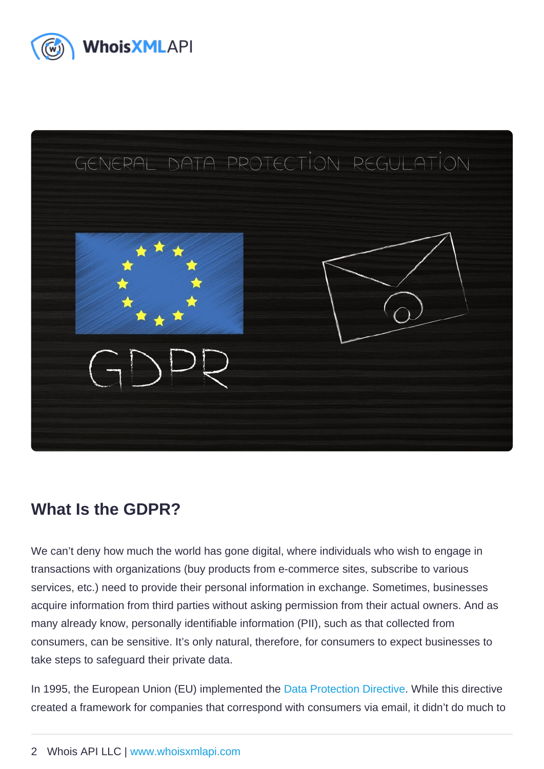## What Is the GDPR?

We can't deny how much the world has gone digital, where individuals who wish to engage in transactions with organizations (buy products from e-commerce sites, subscribe to various services, etc.) need to provide their personal information in exchange. Sometimes, businesses acquire information from third parties without asking permission from their actual owners. And as many already know, personally identifiable information (PII), such as that collected from consumers, can be sensitive. It's only natural, therefore, for consumers to expect businesses to take steps to safeguard their private data.

In 1995, the European Union (EU) implemented the Data Protection Directive. While this directive created a framework for companies that correspond with consumers via email, it didn't do much to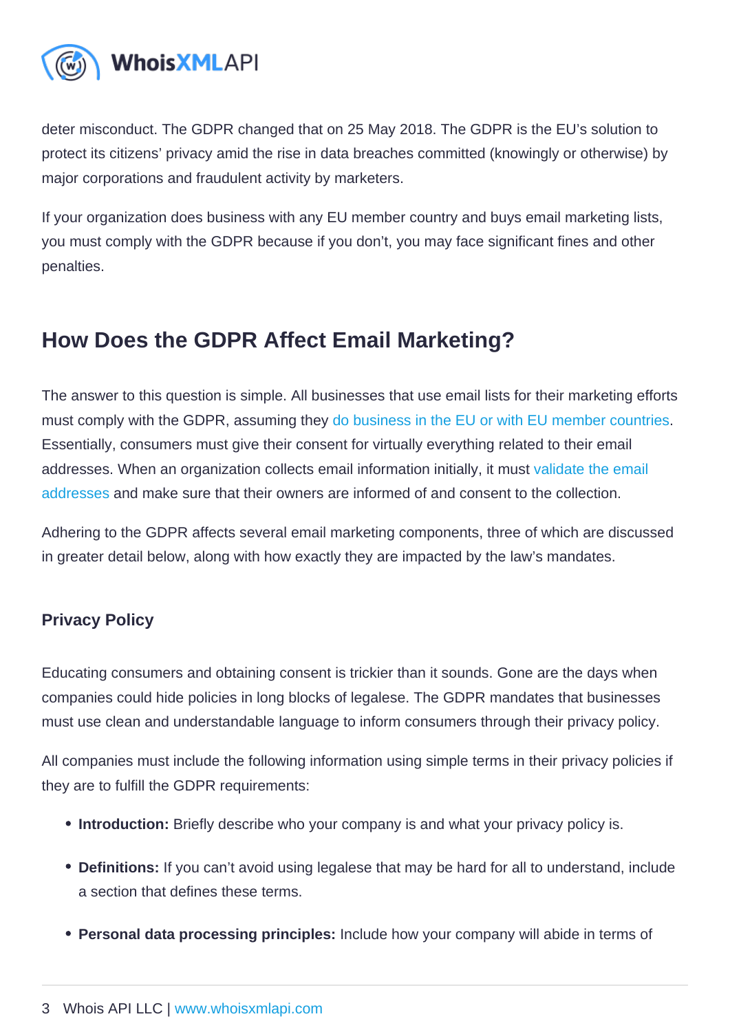deter misconduct. The GDPR changed that on 25 May 2018. The GDPR is the EU's solution to protect its citizens' privacy amid the rise in data breaches committed (knowingly or otherwise) by major corporations and fraudulent activity by marketers.

If your organization does business with any EU member country and buys email marketing lists, you must comply with the GDPR because if you don't, you may face significant fines and other penalties.

## How Does the GDPR Affect Email Marketing?

The answer to this question is simple. All businesses that use email lists for their marketing efforts must comply with the GDPR, assuming they do business in the EU or with EU member countries. Essentially, consumers must give their consent for virtually everything related to their email addresses. When an organization collects email information initially, it must validate the email addresses and make sure that their owners are informed of and consent to the collection.

Adhering to the GDPR affects several email marketing components, three of which are discussed in greater detail below, along with how exactly they are impacted by the law's mandates.

### Privacy Policy

Educating consumers and obtaining consent is trickier than it sounds. Gone are the days when companies could hide policies in long blocks of legalese. The GDPR mandates that businesses must use clean and understandable language to inform consumers through their privacy policy.

All companies must include the following information using simple terms in their privacy policies if they are to fulfill the GDPR requirements:

- **Introduction:** Briefly describe who your company is and what your privacy policy is.
- **Definitions:** If you can't avoid using legalese that may be hard for all to understand, include a section that defines these terms.
- **Personal data processing principles:** Include how your company will abide in terms of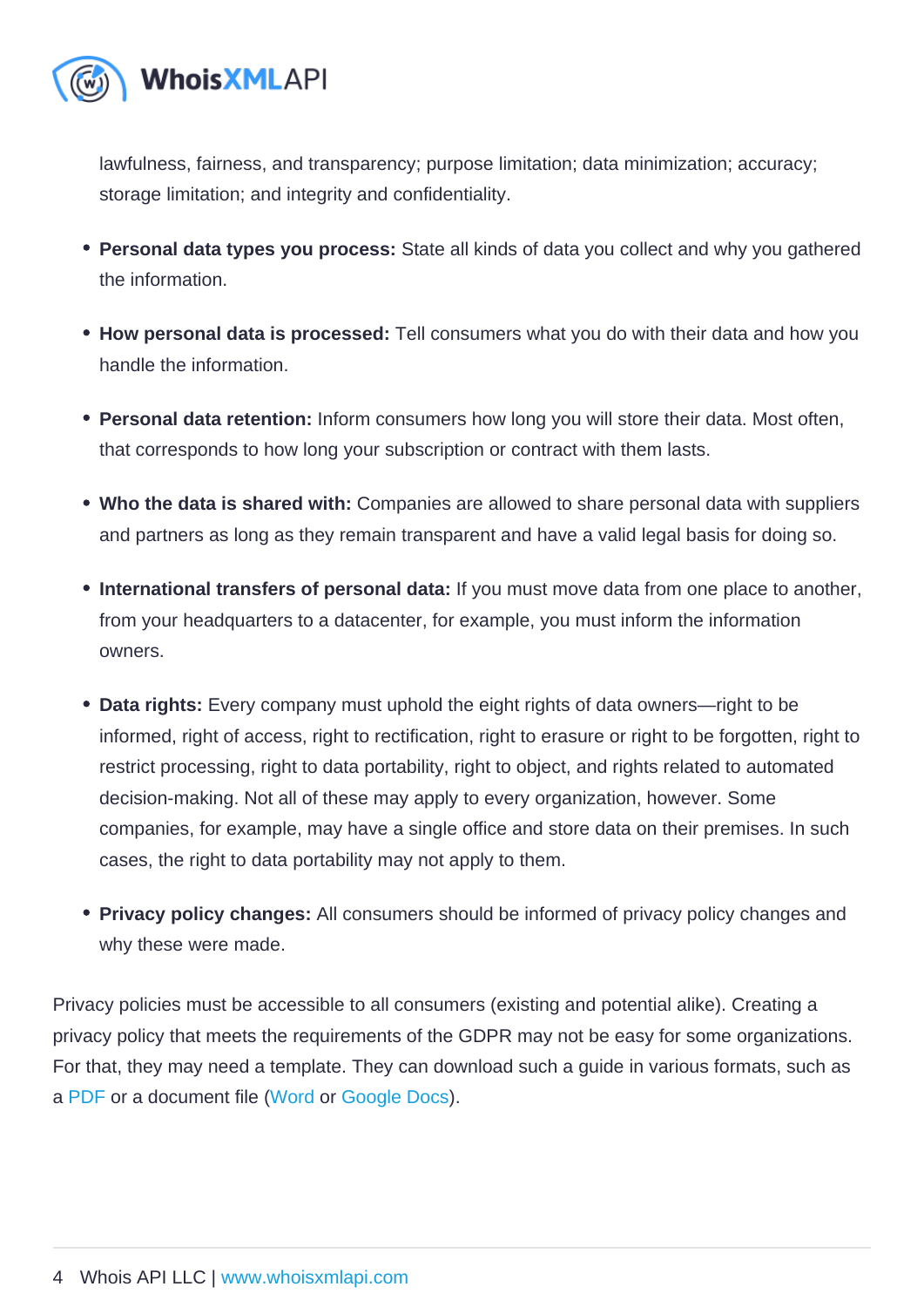lawfulness, fairness, and transparency; purpose limitation; data minimization; accuracy; storage limitation; and integrity and confidentiality.

- **Personal data types you process:** State all kinds of data you collect and why you gathered the information.
- **How personal data is processed:** Tell consumers what you do with their data and how you handle the information.
- **Personal data retention:** Inform consumers how long you will store their data. Most often, that corresponds to how long your subscription or contract with them lasts.
- **Who the data is shared with:** Companies are allowed to share personal data with suppliers and partners as long as they remain transparent and have a valid legal basis for doing so.
- **International transfers of personal data:** If you must move data from one place to another, from your headquarters to a datacenter, for example, you must inform the information owners.
- **Data rights:** Every company must uphold the eight rights of data owners—right to be informed, right of access, right to rectification, right to erasure or right to be forgotten, right to restrict processing, right to data portability, right to object, and rights related to automated decision-making. Not all of these may apply to every organization, however. Some companies, for example, may have a single office and store data on their premises. In such cases, the right to data portability may not apply to them.
- **Privacy policy changes:** All consumers should be informed of privacy policy changes and why these were made.

Privacy policies must be accessible to all consumers (existing and potential alike). Creating a privacy policy that meets the requirements of the GDPR may not be easy for some organizations. For that, they may need a template. They can download such a guide in various formats, such as a PDF or a document file (Word or Google Docs).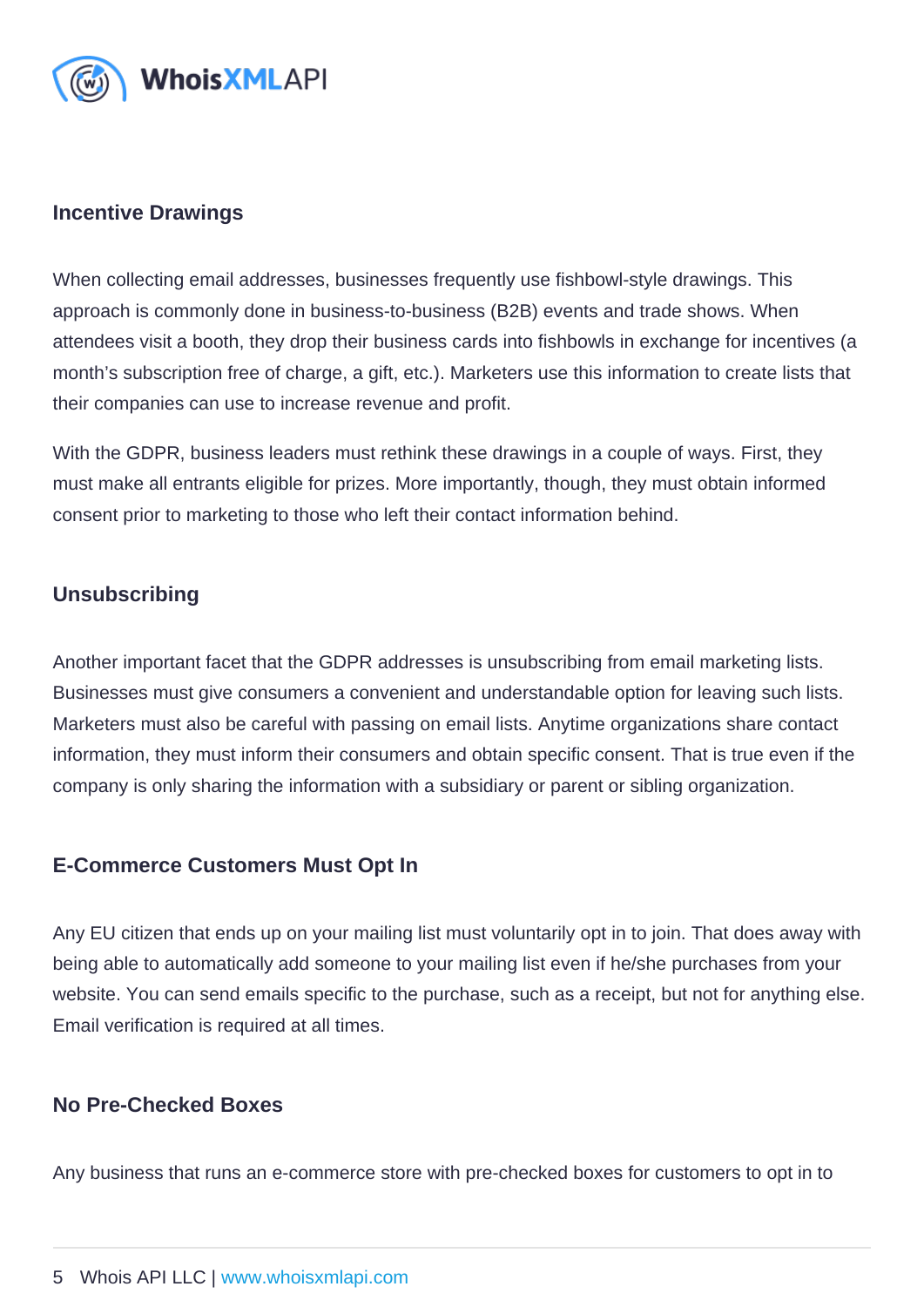### Incentive Drawings

When collecting email addresses, businesses frequently use fishbowl-style drawings. This approach is commonly done in business-to-business (B2B) events and trade shows. When attendees visit a booth, they drop their business cards into fishbowls in exchange for incentives (a month's subscription free of charge, a gift, etc.). Marketers use this information to create lists that their companies can use to increase revenue and profit.

With the GDPR, business leaders must rethink these drawings in a couple of ways. First, they must make all entrants eligible for prizes. More importantly, though, they must obtain informed consent prior to marketing to those who left their contact information behind.

### Unsubscribing

Another important facet that the GDPR addresses is unsubscribing from email marketing lists. Businesses must give consumers a convenient and understandable option for leaving such lists. Marketers must also be careful with passing on email lists. Anytime organizations share contact information, they must inform their consumers and obtain specific consent. That is true even if the company is only sharing the information with a subsidiary or parent or sibling organization.

### E-Commerce Customers Must Opt In

Any EU citizen that ends up on your mailing list must voluntarily opt in to join. That does away with being able to automatically add someone to your mailing list even if he/she purchases from your website. You can send emails specific to the purchase, such as a receipt, but not for anything else. Email verification is required at all times.

### No Pre-Checked Boxes

Any business that runs an e-commerce store with pre-checked boxes for customers to opt in to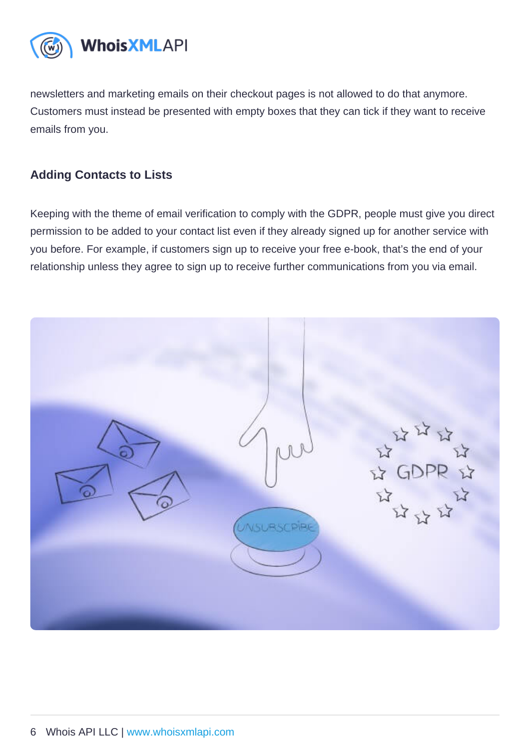newsletters and marketing emails on their checkout pages is not allowed to do that anymore. Customers must instead be presented with empty boxes that they can tick if they want to receive emails from you.

### Adding Contacts to Lists

Keeping with the theme of email verification to comply with the GDPR, people must give you direct permission to be added to your contact list even if they already signed up for another service with you before. For example, if customers sign up to receive your free e-book, that's the end of your relationship unless they agree to sign up to receive further communications from you via email.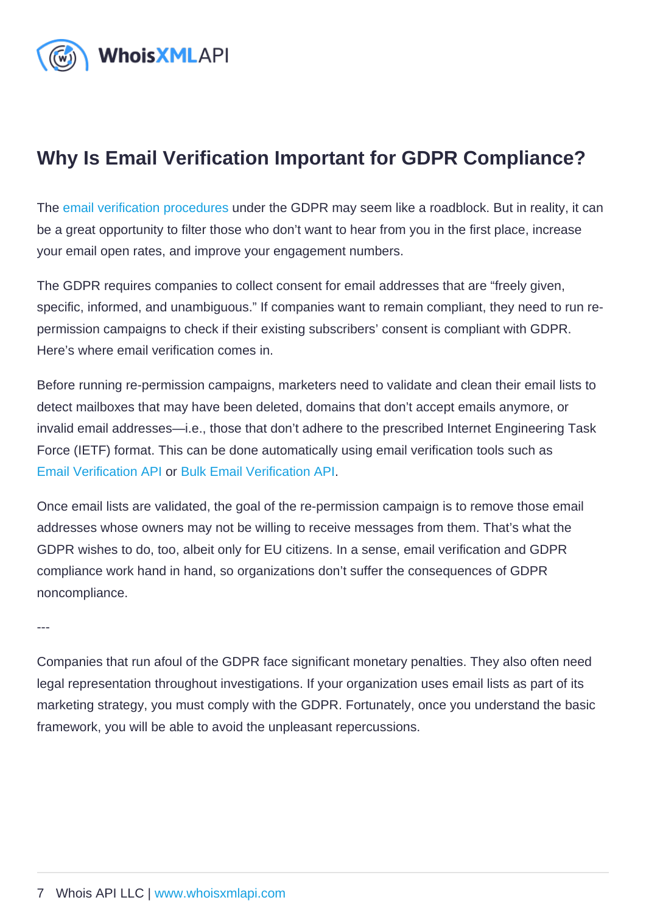## Why Is Email Verification Important for GDPR Compliance?

The email verification procedures under the GDPR may seem like a roadblock. But in reality, it can be a great opportunity to filter those who don't want to hear from you in the first place, increase your email open rates, and improve your engagement numbers.

The GDPR requires companies to collect consent for email addresses that are "freely given, specific, informed, and unambiguous." If companies want to remain compliant, they need to run re-permission campaigns to check if their existing subscribers' consent is compliant with GDPR. Here's where email verification comes in.

Before running re-permission campaigns, marketers need to validate and clean their email lists to detect mailboxes that may have been deleted, domains that don't accept emails anymore, or invalid email addresses—i.e., those that don't adhere to the prescribed Internet Engineering Task Force (IETF) format. This can be done automatically using email verification tools such as Email Verification API or Bulk Email Verification API.

Once email lists are validated, the goal of the re-permission campaign is to remove those email addresses whose owners may not be willing to receive messages from them. That's what the GDPR wishes to do, too, albeit only for EU citizens. In a sense, email verification and GDPR compliance work hand in hand, so organizations don't suffer the consequences of GDPR noncompliance.

---

Companies that run afoul of the GDPR face significant monetary penalties. They also often need legal representation throughout investigations. If your organization uses email lists as part of its marketing strategy, you must comply with the GDPR. Fortunately, once you understand the basic framework, you will be able to avoid the unpleasant repercussions.